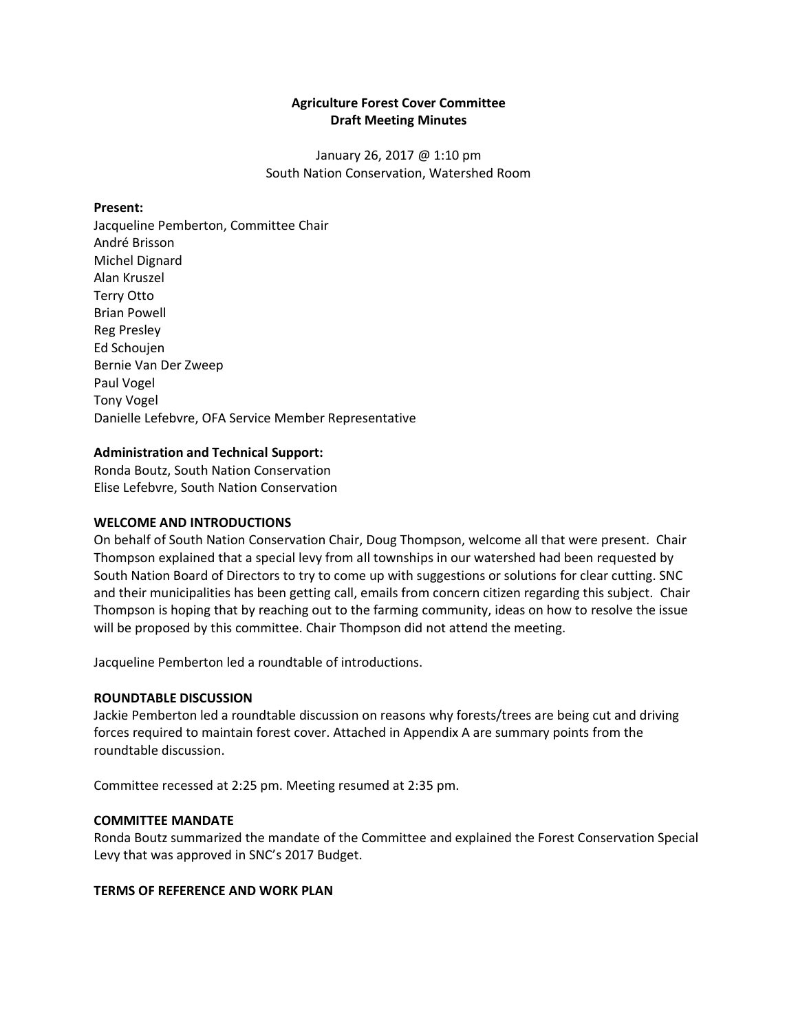**Agriculture Forest Cover Committee**
**Draft Meeting Minutes**

January 26, 2017 @ 1:10 pm
South Nation Conservation, Watershed Room

**Present:**
Jacqueline Pemberton, Committee Chair
André Brisson
Michel Dignard
Alan Kruszel
Terry Otto
Brian Powell
Reg Presley
Ed Schoujen
Bernie Van Der Zweep
Paul Vogel
Tony Vogel
Danielle Lefebvre, OFA Service Member Representative

**Administration and Technical Support:**
Ronda Boutz, South Nation Conservation
Elise Lefebvre, South Nation Conservation

**WELCOME AND INTRODUCTIONS**

On behalf of South Nation Conservation Chair, Doug Thompson, welcome all that were present. Chair Thompson explained that a special levy from all townships in our watershed had been requested by South Nation Board of Directors to try to come up with suggestions or solutions for clear cutting. SNC and their municipalities has been getting call, emails from concern citizen regarding this subject. Chair Thompson is hoping that by reaching out to the farming community, ideas on how to resolve the issue will be proposed by this committee. Chair Thompson did not attend the meeting.

Jacqueline Pemberton led a roundtable of introductions.

**ROUNDTABLE DISCUSSION**

Jackie Pemberton led a roundtable discussion on reasons why forests/trees are being cut and driving forces required to maintain forest cover. Attached in Appendix A are summary points from the roundtable discussion.

Committee recessed at 2:25 pm. Meeting resumed at 2:35 pm.

**COMMITTEE MANDATE**

Ronda Boutz summarized the mandate of the Committee and explained the Forest Conservation Special Levy that was approved in SNC's 2017 Budget.

**TERMS OF REFERENCE AND WORK PLAN**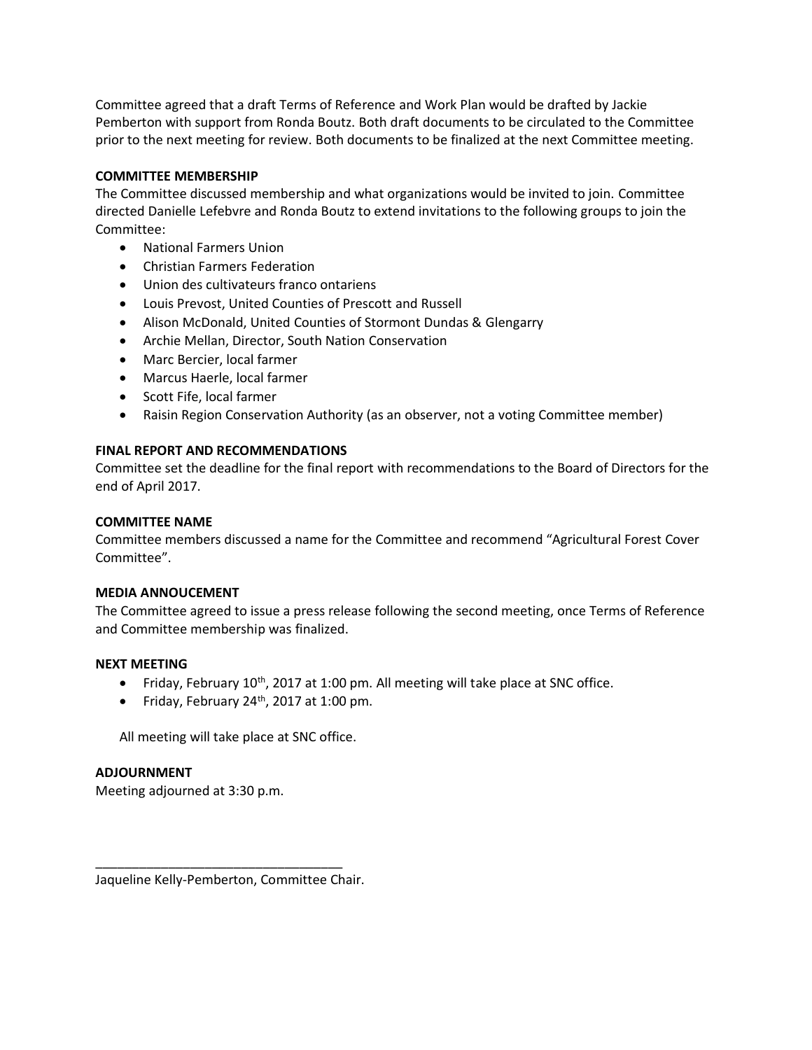Committee agreed that a draft Terms of Reference and Work Plan would be drafted by Jackie Pemberton with support from Ronda Boutz. Both draft documents to be circulated to the Committee prior to the next meeting for review. Both documents to be finalized at the next Committee meeting.

**COMMITTEE MEMBERSHIP**

The Committee discussed membership and what organizations would be invited to join. Committee directed Danielle Lefebvre and Ronda Boutz to extend invitations to the following groups to join the Committee:

- National Farmers Union
- Christian Farmers Federation
- Union des cultivateurs franco ontariens
- Louis Prevost, United Counties of Prescott and Russell
- Alison McDonald, United Counties of Stormont Dundas & Glengarry
- Archie Mellan, Director, South Nation Conservation
- Marc Bercier, local farmer
- Marcus Haerle, local farmer
- Scott Fife, local farmer
- Raisin Region Conservation Authority (as an observer, not a voting Committee member)

**FINAL REPORT AND RECOMMENDATIONS**

Committee set the deadline for the final report with recommendations to the Board of Directors for the end of April 2017.

**COMMITTEE NAME**

Committee members discussed a name for the Committee and recommend "Agricultural Forest Cover Committee".

**MEDIA ANNOUCEMENT**

The Committee agreed to issue a press release following the second meeting, once Terms of Reference and Committee membership was finalized.

**NEXT MEETING**

- Friday, February 10th, 2017 at 1:00 pm. All meeting will take place at SNC office.
- Friday, February 24th, 2017 at 1:00 pm.

All meeting will take place at SNC office.

**ADJOURNMENT**

Meeting adjourned at 3:30 p.m.

\_\_\_\_\_\_\_\_\_\_\_\_\_\_\_\_\_\_\_\_\_\_\_\_\_\_\_\_\_\_\_\_\_\_\_

Jaqueline Kelly-Pemberton, Committee Chair.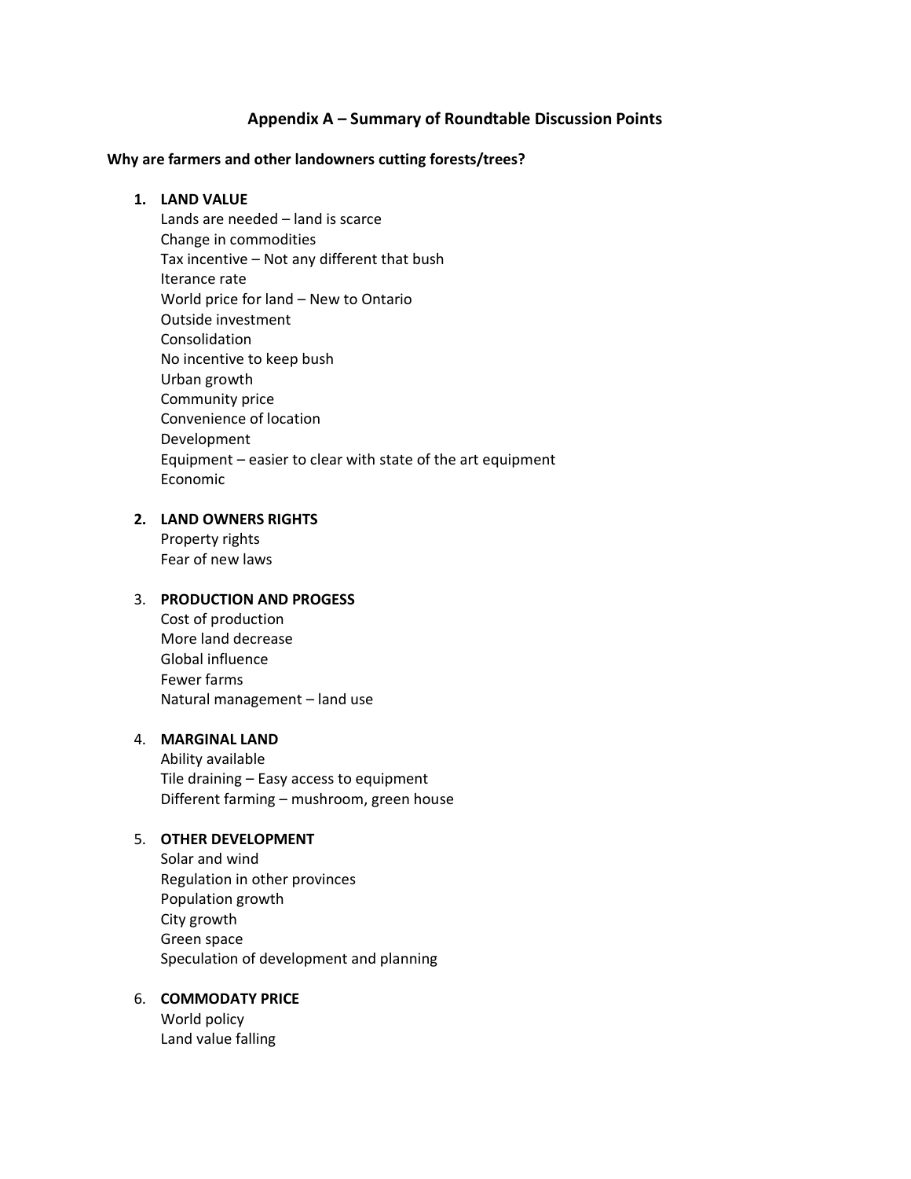# Appendix A – Summary of Roundtable Discussion Points

**Why are farmers and other landowners cutting forests/trees?**

1. **LAND VALUE**
   Lands are needed – land is scarce
   Change in commodities
   Tax incentive – Not any different that bush
   Iterance rate
   World price for land – New to Ontario
   Outside investment
   Consolidation
   No incentive to keep bush
   Urban growth
   Community price
   Convenience of location
   Development
   Equipment – easier to clear with state of the art equipment
   Economic

2. **LAND OWNERS RIGHTS**
   Property rights
   Fear of new laws

3. **PRODUCTION AND PROGESS**
   Cost of production
   More land decrease
   Global influence
   Fewer farms
   Natural management – land use

4. **MARGINAL LAND**
   Ability available
   Tile draining – Easy access to equipment
   Different farming – mushroom, green house

5. **OTHER DEVELOPMENT**
   Solar and wind
   Regulation in other provinces
   Population growth
   City growth
   Green space
   Speculation of development and planning

6. **COMMODATY PRICE**
   World policy
   Land value falling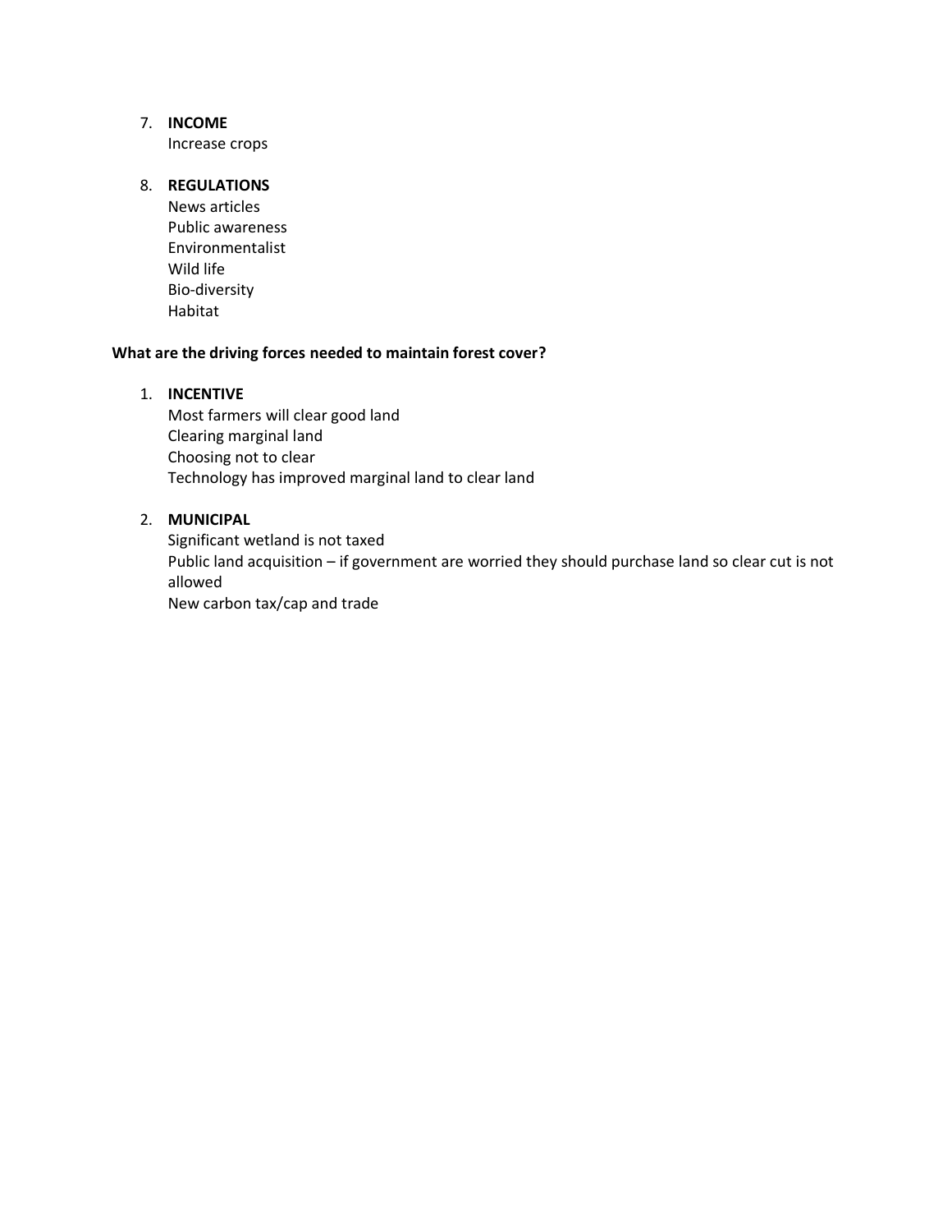7. **INCOME**
   Increase crops

8. **REGULATIONS**
   News articles
   Public awareness
   Environmentalist
   Wild life
   Bio-diversity
   Habitat

**What are the driving forces needed to maintain forest cover?**

1. **INCENTIVE**
   Most farmers will clear good land
   Clearing marginal land
   Choosing not to clear
   Technology has improved marginal land to clear land

2. **MUNICIPAL**
   Significant wetland is not taxed
   Public land acquisition – if government are worried they should purchase land so clear cut is not allowed
   New carbon tax/cap and trade